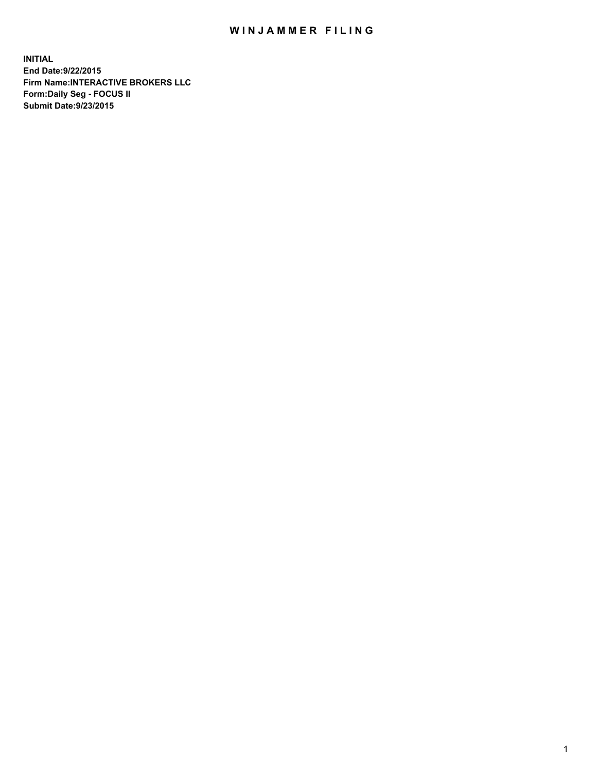# WINJAMMER FILING

**INITIAL**
**End Date:9/22/2015**
**Firm Name:INTERACTIVE BROKERS LLC**
**Form:Daily Seg - FOCUS II**
**Submit Date:9/23/2015**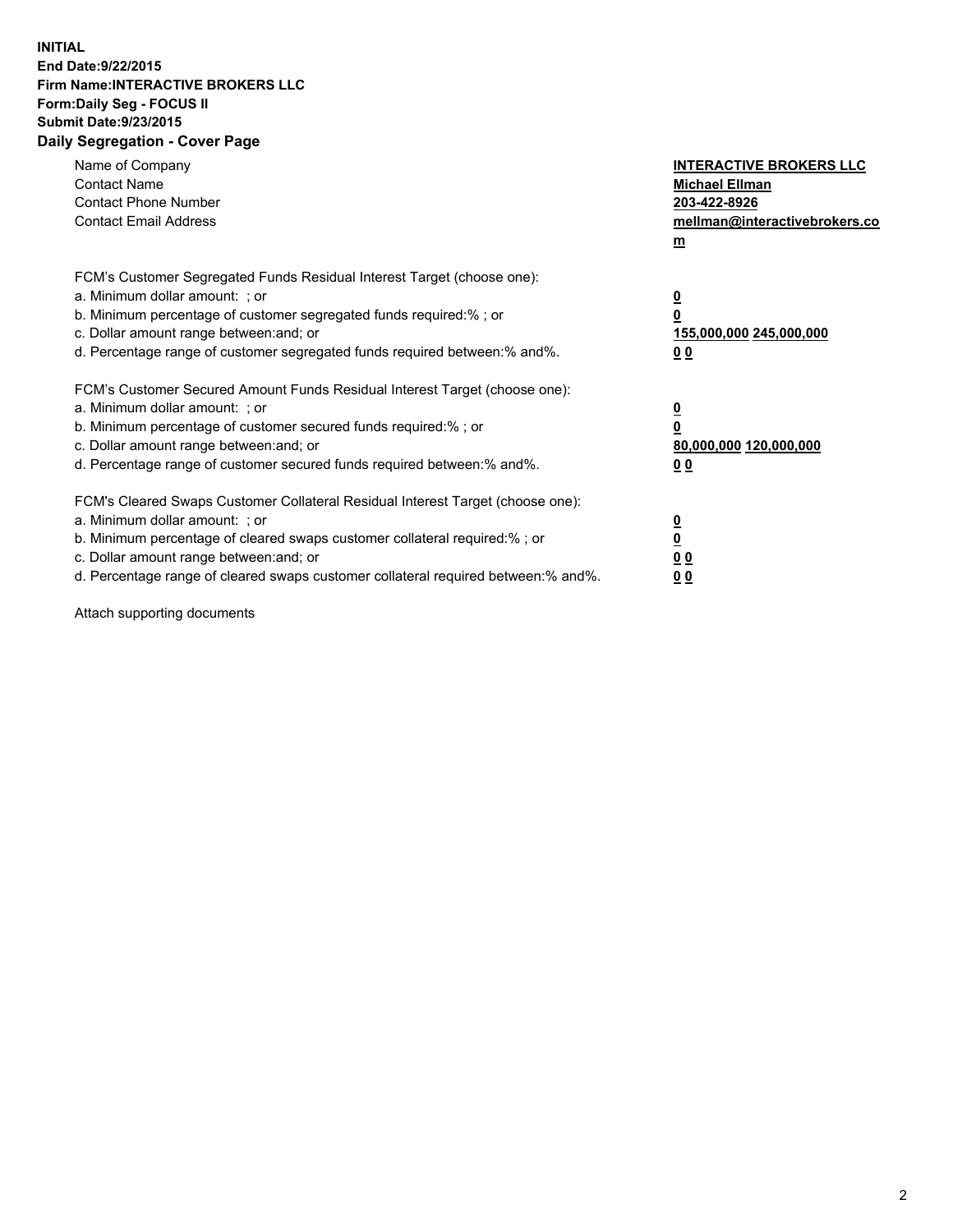**INITIAL**
**End Date:9/22/2015**
**Firm Name:INTERACTIVE BROKERS LLC**
**Form:Daily Seg - FOCUS II**
**Submit Date:9/23/2015**

## Daily Segregation - Cover Page

| | |
|---|---|
| Name of Company | **INTERACTIVE BROKERS LLC** |
| Contact Name | **Michael Ellman** |
| Contact Phone Number | **203-422-8926** |
| Contact Email Address | **mellman@interactivebrokers.com** |

FCM's Customer Segregated Funds Residual Interest Target (choose one):

| | |
|---|---|
| a. Minimum dollar amount: ; or | **0** |
| b. Minimum percentage of customer segregated funds required:% ; or | **0** |
| c. Dollar amount range between:and; or | **155,000,000 245,000,000** |
| d. Percentage range of customer segregated funds required between:% and%. | **0 0** |

FCM's Customer Secured Amount Funds Residual Interest Target (choose one):

| | |
|---|---|
| a. Minimum dollar amount: ; or | **0** |
| b. Minimum percentage of customer secured funds required:% ; or | **0** |
| c. Dollar amount range between:and; or | **80,000,000 120,000,000** |
| d. Percentage range of customer secured funds required between:% and%. | **0 0** |

FCM's Cleared Swaps Customer Collateral Residual Interest Target (choose one):

| | |
|---|---|
| a. Minimum dollar amount: ; or | **0** |
| b. Minimum percentage of cleared swaps customer collateral required:% ; or | **0** |
| c. Dollar amount range between:and; or | **0 0** |
| d. Percentage range of cleared swaps customer collateral required between:% and%. | **0 0** |

Attach supporting documents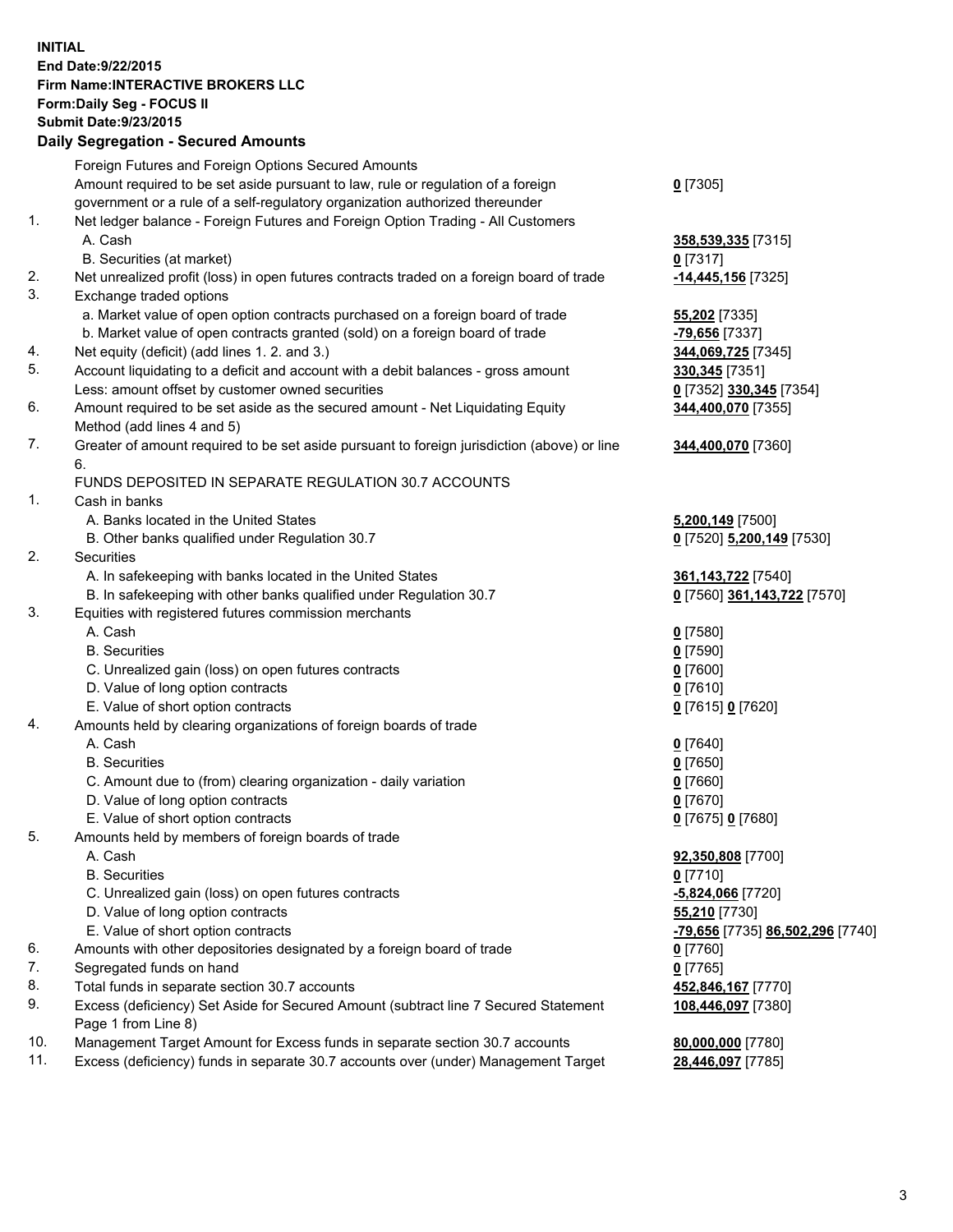**INITIAL**
**End Date:9/22/2015**
**Firm Name:INTERACTIVE BROKERS LLC**
**Form:Daily Seg - FOCUS II**
**Submit Date:9/23/2015**

## Daily Segregation - Secured Amounts

| | | |
|---|---|---|
| | Foreign Futures and Foreign Options Secured Amounts | |
| | Amount required to be set aside pursuant to law, rule or regulation of a foreign government or a rule of a self-regulatory organization authorized thereunder | **0** [7305] |
| 1. | Net ledger balance - Foreign Futures and Foreign Option Trading - All Customers | |
| | A. Cash | **358,539,335** [7315] |
| | B. Securities (at market) | **0** [7317] |
| 2. | Net unrealized profit (loss) in open futures contracts traded on a foreign board of trade | **-14,445,156** [7325] |
| 3. | Exchange traded options | |
| | a. Market value of open option contracts purchased on a foreign board of trade | **55,202** [7335] |
| | b. Market value of open contracts granted (sold) on a foreign board of trade | **-79,656** [7337] |
| 4. | Net equity (deficit) (add lines 1. 2. and 3.) | **344,069,725** [7345] |
| 5. | Account liquidating to a deficit and account with a debit balances - gross amount | **330,345** [7351] |
| | Less: amount offset by customer owned securities | **0** [7352] **330,345** [7354] |
| 6. | Amount required to be set aside as the secured amount - Net Liquidating Equity Method (add lines 4 and 5) | **344,400,070** [7355] |
| 7. | Greater of amount required to be set aside pursuant to foreign jurisdiction (above) or line 6. | **344,400,070** [7360] |
| | FUNDS DEPOSITED IN SEPARATE REGULATION 30.7 ACCOUNTS | |
| 1. | Cash in banks | |
| | A. Banks located in the United States | **5,200,149** [7500] |
| | B. Other banks qualified under Regulation 30.7 | **0** [7520] **5,200,149** [7530] |
| 2. | Securities | |
| | A. In safekeeping with banks located in the United States | **361,143,722** [7540] |
| | B. In safekeeping with other banks qualified under Regulation 30.7 | **0** [7560] **361,143,722** [7570] |
| 3. | Equities with registered futures commission merchants | |
| | A. Cash | **0** [7580] |
| | B. Securities | **0** [7590] |
| | C. Unrealized gain (loss) on open futures contracts | **0** [7600] |
| | D. Value of long option contracts | **0** [7610] |
| | E. Value of short option contracts | **0** [7615] **0** [7620] |
| 4. | Amounts held by clearing organizations of foreign boards of trade | |
| | A. Cash | **0** [7640] |
| | B. Securities | **0** [7650] |
| | C. Amount due to (from) clearing organization - daily variation | **0** [7660] |
| | D. Value of long option contracts | **0** [7670] |
| | E. Value of short option contracts | **0** [7675] **0** [7680] |
| 5. | Amounts held by members of foreign boards of trade | |
| | A. Cash | **92,350,808** [7700] |
| | B. Securities | **0** [7710] |
| | C. Unrealized gain (loss) on open futures contracts | **-5,824,066** [7720] |
| | D. Value of long option contracts | **55,210** [7730] |
| | E. Value of short option contracts | **-79,656** [7735] **86,502,296** [7740] |
| 6. | Amounts with other depositories designated by a foreign board of trade | **0** [7760] |
| 7. | Segregated funds on hand | **0** [7765] |
| 8. | Total funds in separate section 30.7 accounts | **452,846,167** [7770] |
| 9. | Excess (deficiency) Set Aside for Secured Amount (subtract line 7 Secured Statement Page 1 from Line 8) | **108,446,097** [7380] |
| 10. | Management Target Amount for Excess funds in separate section 30.7 accounts | **80,000,000** [7780] |
| 11. | Excess (deficiency) funds in separate 30.7 accounts over (under) Management Target | **28,446,097** [7785] |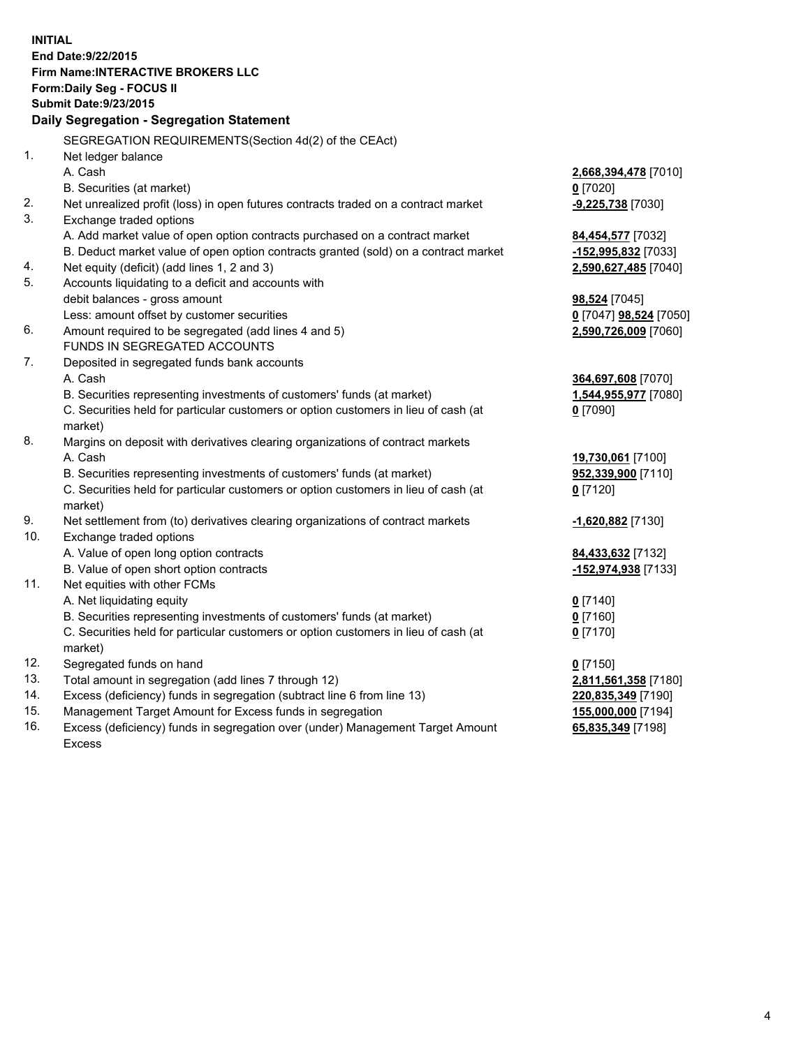**INITIAL**
**End Date:9/22/2015**
**Firm Name:INTERACTIVE BROKERS LLC**
**Form:Daily Seg - FOCUS II**
**Submit Date:9/23/2015**

**Daily Segregation - Segregation Statement**

| | | |
|---|---|---|
| | SEGREGATION REQUIREMENTS(Section 4d(2) of the CEAct) | |
| 1. | Net ledger balance | |
| | A. Cash | **2,668,394,478** [7010] |
| | B. Securities (at market) | **0** [7020] |
| 2. | Net unrealized profit (loss) in open futures contracts traded on a contract market | **-9,225,738** [7030] |
| 3. | Exchange traded options | |
| | A. Add market value of open option contracts purchased on a contract market | **84,454,577** [7032] |
| | B. Deduct market value of open option contracts granted (sold) on a contract market | **-152,995,832** [7033] |
| 4. | Net equity (deficit) (add lines 1, 2 and 3) | **2,590,627,485** [7040] |
| 5. | Accounts liquidating to a deficit and accounts with | |
| | debit balances - gross amount | **98,524** [7045] |
| | Less: amount offset by customer securities | **0** [7047] **98,524** [7050] |
| 6. | Amount required to be segregated (add lines 4 and 5) | **2,590,726,009** [7060] |
| | FUNDS IN SEGREGATED ACCOUNTS | |
| 7. | Deposited in segregated funds bank accounts | |
| | A. Cash | **364,697,608** [7070] |
| | B. Securities representing investments of customers' funds (at market) | **1,544,955,977** [7080] |
| | C. Securities held for particular customers or option customers in lieu of cash (at market) | **0** [7090] |
| 8. | Margins on deposit with derivatives clearing organizations of contract markets | |
| | A. Cash | **19,730,061** [7100] |
| | B. Securities representing investments of customers' funds (at market) | **952,339,900** [7110] |
| | C. Securities held for particular customers or option customers in lieu of cash (at market) | **0** [7120] |
| 9. | Net settlement from (to) derivatives clearing organizations of contract markets | **-1,620,882** [7130] |
| 10. | Exchange traded options | |
| | A. Value of open long option contracts | **84,433,632** [7132] |
| | B. Value of open short option contracts | **-152,974,938** [7133] |
| 11. | Net equities with other FCMs | |
| | A. Net liquidating equity | **0** [7140] |
| | B. Securities representing investments of customers' funds (at market) | **0** [7160] |
| | C. Securities held for particular customers or option customers in lieu of cash (at market) | **0** [7170] |
| 12. | Segregated funds on hand | **0** [7150] |
| 13. | Total amount in segregation (add lines 7 through 12) | **2,811,561,358** [7180] |
| 14. | Excess (deficiency) funds in segregation (subtract line 6 from line 13) | **220,835,349** [7190] |
| 15. | Management Target Amount for Excess funds in segregation | **155,000,000** [7194] |
| 16. | Excess (deficiency) funds in segregation over (under) Management Target Amount Excess | **65,835,349** [7198] |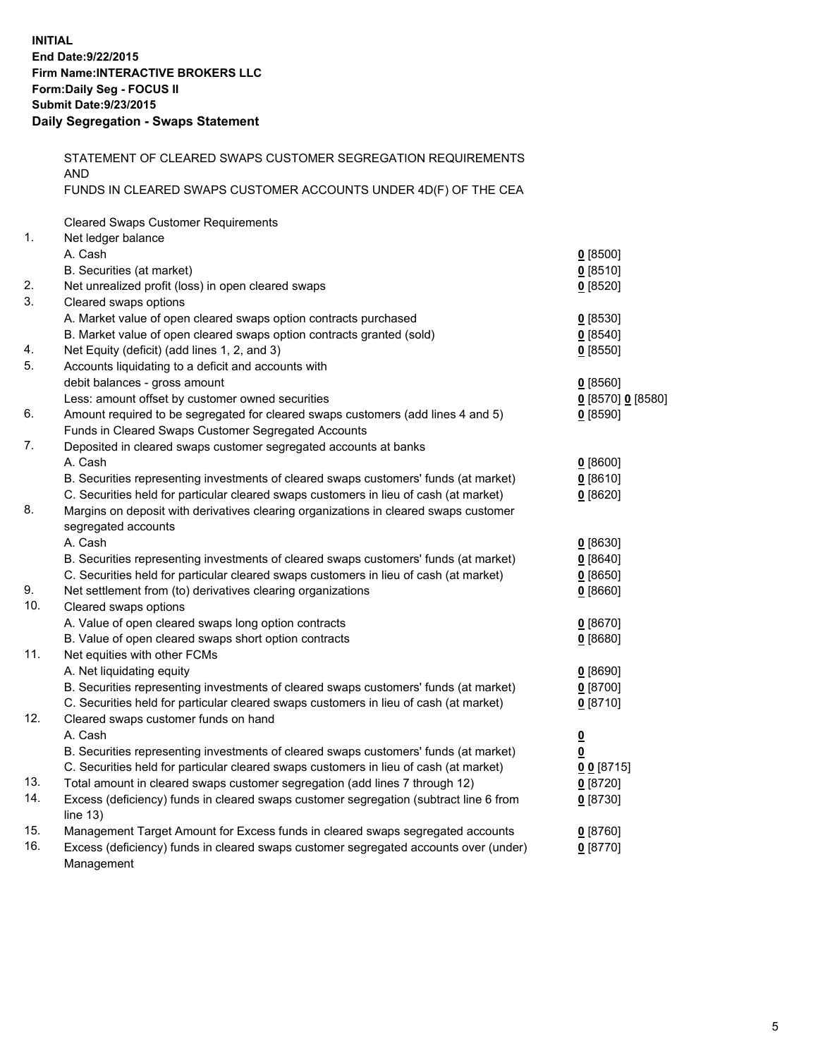**INITIAL**
**End Date:9/22/2015**
**Firm Name:INTERACTIVE BROKERS LLC**
**Form:Daily Seg - FOCUS II**
**Submit Date:9/23/2015**
**Daily Segregation - Swaps Statement**

STATEMENT OF CLEARED SWAPS CUSTOMER SEGREGATION REQUIREMENTS AND FUNDS IN CLEARED SWAPS CUSTOMER ACCOUNTS UNDER 4D(F) OF THE CEA

| | | |
|---|---|---|
| | Cleared Swaps Customer Requirements | |
| 1. | Net ledger balance | |
| | A. Cash | 0 [8500] |
| | B. Securities (at market) | 0 [8510] |
| 2. | Net unrealized profit (loss) in open cleared swaps | 0 [8520] |
| 3. | Cleared swaps options | |
| | A. Market value of open cleared swaps option contracts purchased | 0 [8530] |
| | B. Market value of open cleared swaps option contracts granted (sold) | 0 [8540] |
| 4. | Net Equity (deficit) (add lines 1, 2, and 3) | 0 [8550] |
| 5. | Accounts liquidating to a deficit and accounts with debit balances - gross amount | 0 [8560] |
| | Less: amount offset by customer owned securities | 0 [8570] 0 [8580] |
| 6. | Amount required to be segregated for cleared swaps customers (add lines 4 and 5) | 0 [8590] |
| | Funds in Cleared Swaps Customer Segregated Accounts | |
| 7. | Deposited in cleared swaps customer segregated accounts at banks | |
| | A. Cash | 0 [8600] |
| | B. Securities representing investments of cleared swaps customers' funds (at market) | 0 [8610] |
| | C. Securities held for particular cleared swaps customers in lieu of cash (at market) | 0 [8620] |
| 8. | Margins on deposit with derivatives clearing organizations in cleared swaps customer segregated accounts | |
| | A. Cash | 0 [8630] |
| | B. Securities representing investments of cleared swaps customers' funds (at market) | 0 [8640] |
| | C. Securities held for particular cleared swaps customers in lieu of cash (at market) | 0 [8650] |
| 9. | Net settlement from (to) derivatives clearing organizations | 0 [8660] |
| 10. | Cleared swaps options | |
| | A. Value of open cleared swaps long option contracts | 0 [8670] |
| | B. Value of open cleared swaps short option contracts | 0 [8680] |
| 11. | Net equities with other FCMs | |
| | A. Net liquidating equity | 0 [8690] |
| | B. Securities representing investments of cleared swaps customers' funds (at market) | 0 [8700] |
| | C. Securities held for particular cleared swaps customers in lieu of cash (at market) | 0 [8710] |
| 12. | Cleared swaps customer funds on hand | |
| | A. Cash | 0 |
| | B. Securities representing investments of cleared swaps customers' funds (at market) | 0 |
| | C. Securities held for particular cleared swaps customers in lieu of cash (at market) | 0 0 [8715] |
| 13. | Total amount in cleared swaps customer segregation (add lines 7 through 12) | 0 [8720] |
| 14. | Excess (deficiency) funds in cleared swaps customer segregation (subtract line 6 from line 13) | 0 [8730] |
| 15. | Management Target Amount for Excess funds in cleared swaps segregated accounts | 0 [8760] |
| 16. | Excess (deficiency) funds in cleared swaps customer segregated accounts over (under) Management | 0 [8770] |